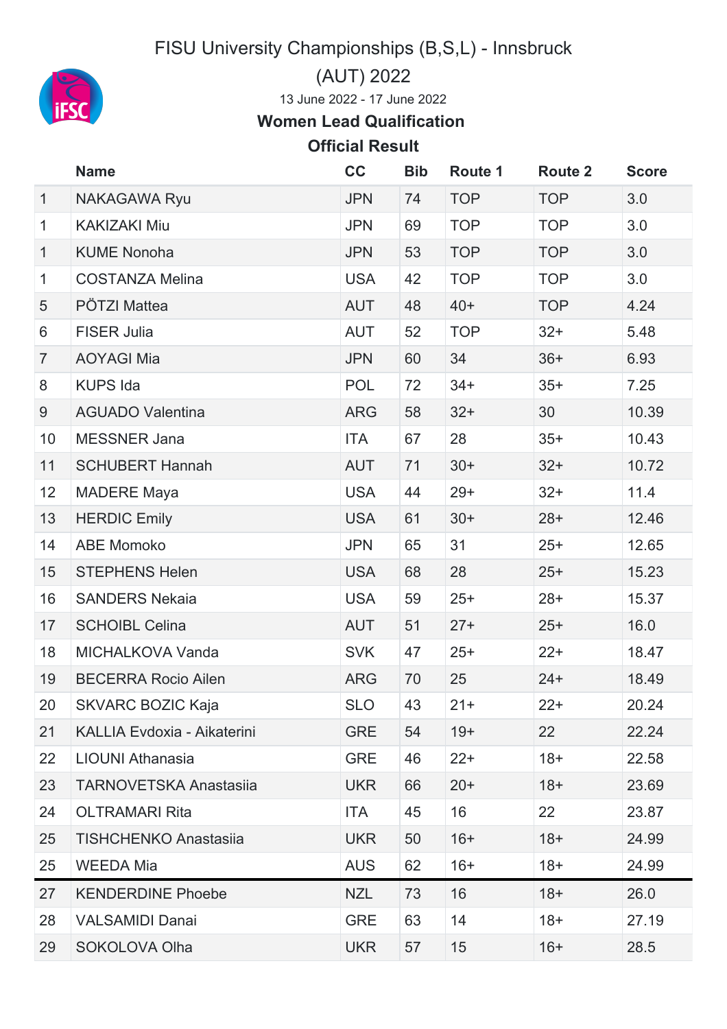# FISU University Championships (B,S,L) - Innsbruck (AUT) 2022

13 June 2022 - 17 June 2022

## Women Lead Qualification

### Official Result

| | Name | CC | Bib | Route 1 | Route 2 | Score |
|---|---|---|---|---|---|---|
| 1 | NAKAGAWA Ryu | JPN | 74 | TOP | TOP | 3.0 |
| 1 | KAKIZAKI Miu | JPN | 69 | TOP | TOP | 3.0 |
| 1 | KUME Nonoha | JPN | 53 | TOP | TOP | 3.0 |
| 1 | COSTANZA Melina | USA | 42 | TOP | TOP | 3.0 |
| 5 | PÖTZI Mattea | AUT | 48 | 40+ | TOP | 4.24 |
| 6 | FISER Julia | AUT | 52 | TOP | 32+ | 5.48 |
| 7 | AOYAGI Mia | JPN | 60 | 34 | 36+ | 6.93 |
| 8 | KUPS Ida | POL | 72 | 34+ | 35+ | 7.25 |
| 9 | AGUADO Valentina | ARG | 58 | 32+ | 30 | 10.39 |
| 10 | MESSNER Jana | ITA | 67 | 28 | 35+ | 10.43 |
| 11 | SCHUBERT Hannah | AUT | 71 | 30+ | 32+ | 10.72 |
| 12 | MADERE Maya | USA | 44 | 29+ | 32+ | 11.4 |
| 13 | HERDIC Emily | USA | 61 | 30+ | 28+ | 12.46 |
| 14 | ABE Momoko | JPN | 65 | 31 | 25+ | 12.65 |
| 15 | STEPHENS Helen | USA | 68 | 28 | 25+ | 15.23 |
| 16 | SANDERS Nekaia | USA | 59 | 25+ | 28+ | 15.37 |
| 17 | SCHOIBL Celina | AUT | 51 | 27+ | 25+ | 16.0 |
| 18 | MICHALKOVA Vanda | SVK | 47 | 25+ | 22+ | 18.47 |
| 19 | BECERRA Rocio Ailen | ARG | 70 | 25 | 24+ | 18.49 |
| 20 | SKVARC BOZIC Kaja | SLO | 43 | 21+ | 22+ | 20.24 |
| 21 | KALLIA Evdoxia - Aikaterini | GRE | 54 | 19+ | 22 | 22.24 |
| 22 | LIOUNI Athanasia | GRE | 46 | 22+ | 18+ | 22.58 |
| 23 | TARNOVETSKA Anastasiia | UKR | 66 | 20+ | 18+ | 23.69 |
| 24 | OLTRAMARI Rita | ITA | 45 | 16 | 22 | 23.87 |
| 25 | TISHCHENKO Anastasiia | UKR | 50 | 16+ | 18+ | 24.99 |
| 25 | WEEDA Mia | AUS | 62 | 16+ | 18+ | 24.99 |
| 27 | KENDERDINE Phoebe | NZL | 73 | 16 | 18+ | 26.0 |
| 28 | VALSAMIDI Danai | GRE | 63 | 14 | 18+ | 27.19 |
| 29 | SOKOLOVA Olha | UKR | 57 | 15 | 16+ | 28.5 |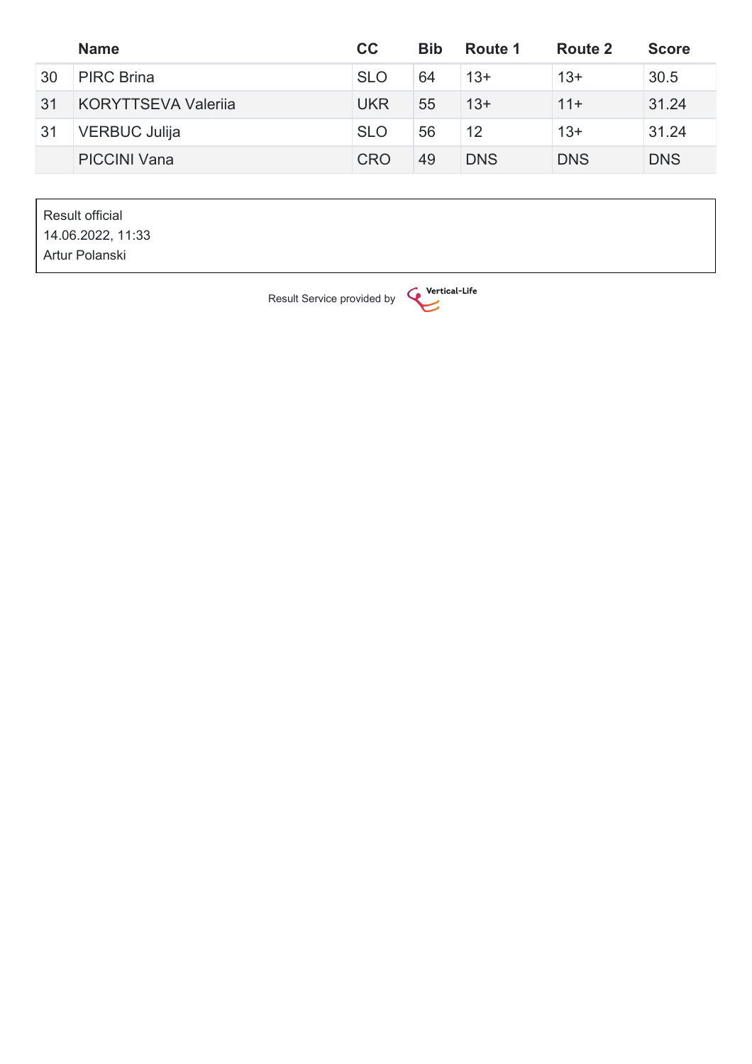| | Name | CC | Bib | Route 1 | Route 2 | Score |
|---|---|---|---|---|---|---|
| 30 | PIRC Brina | SLO | 64 | 13+ | 13+ | 30.5 |
| 31 | KORYTTSEVA Valeriia | UKR | 55 | 13+ | 11+ | 31.24 |
| 31 | VERBUC Julija | SLO | 56 | 12 | 13+ | 31.24 |
| | PICCINI Vana | CRO | 49 | DNS | DNS | DNS |

Result official
14.06.2022, 11:33
Artur Polanski

Result Service provided by Vertical-Life